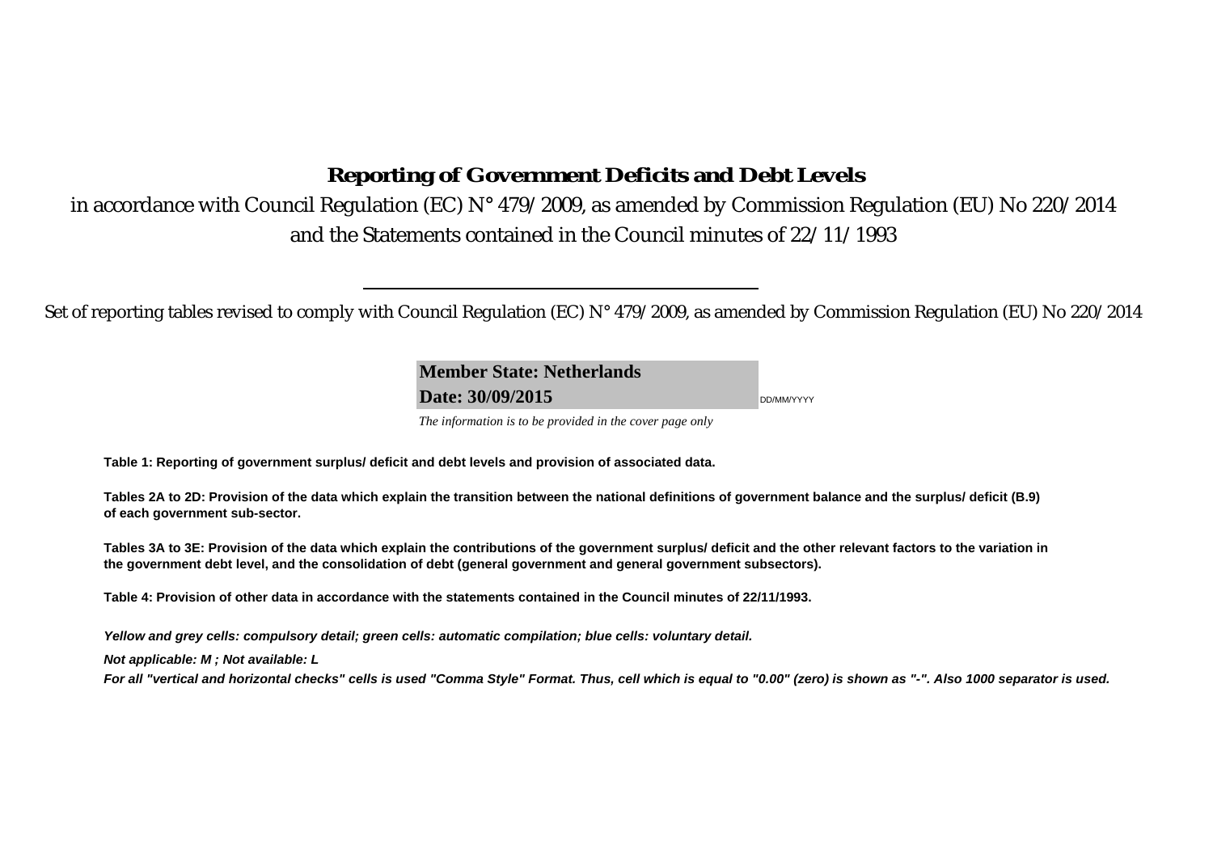# Reporting of Government Deficits and Debt Levels

in accordance with Council Regulation (EC) N° 479/2009, as amended by Commission Regulation (EU) No 220/2014
and the Statements contained in the Council minutes of 22/11/1993

---

Set of reporting tables revised to comply with Council Regulation (EC) N° 479/2009, as amended by Commission Regulation (EU) No 220/2014

**Member State: Netherlands**
**Date: 30/09/2015** DD/MM/YYYY

*The information is to be provided in the cover page only*

**Table 1: Reporting of government surplus/ deficit and debt levels and provision of associated data.**

**Tables 2A to 2D: Provision of the data which explain the transition between the national definitions of government balance and the surplus/ deficit (B.9) of each government sub-sector.**

**Tables 3A to 3E: Provision of the data which explain the contributions of the government surplus/ deficit and the other relevant factors to the variation in the government debt level, and the consolidation of debt (general government and general government subsectors).**

**Table 4: Provision of other data in accordance with the statements contained in the Council minutes of 22/11/1993.**

***Yellow and grey cells: compulsory detail; green cells: automatic compilation; blue cells: voluntary detail.***

***Not applicable: M ; Not available: L***

***For all "vertical and horizontal checks" cells is used "Comma Style" Format. Thus, cell which is equal to "0.00" (zero) is shown as "-". Also 1000 separator is used.***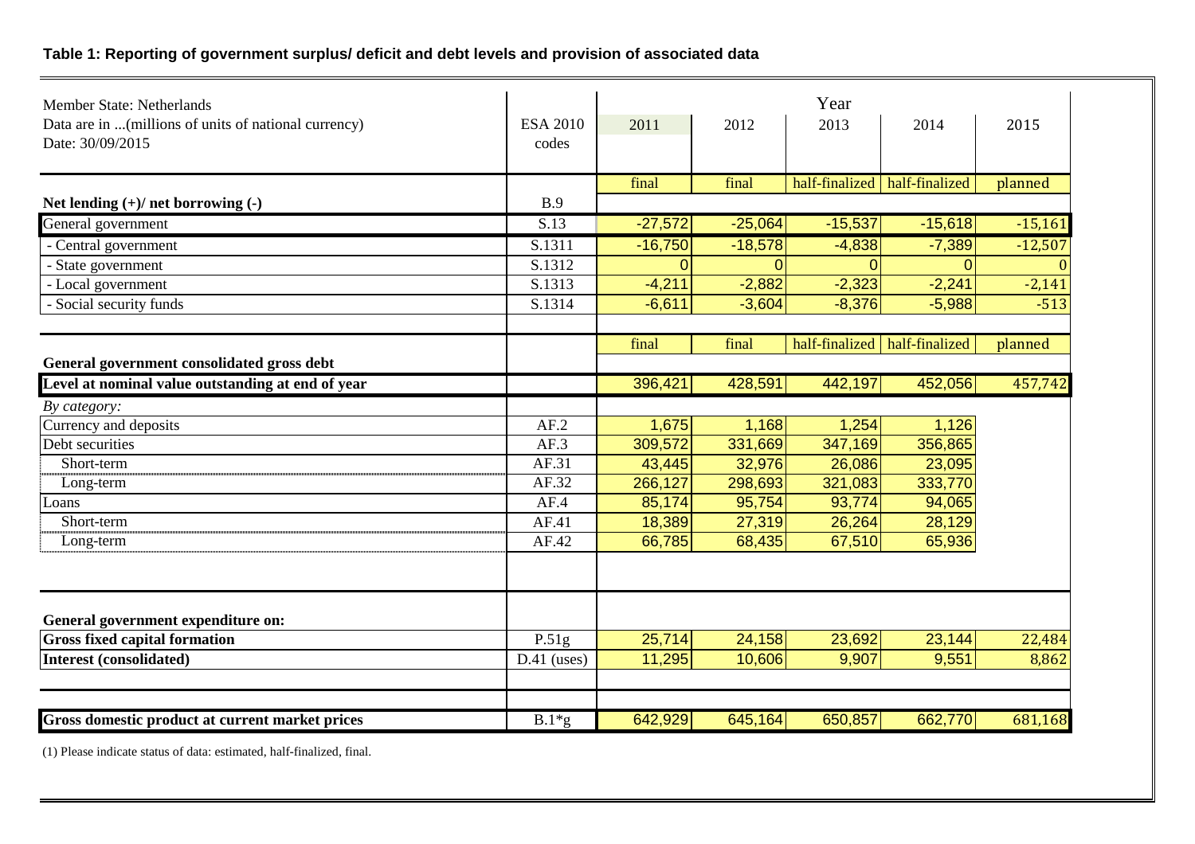**Table 1: Reporting of government surplus/ deficit and debt levels and provision of associated data**

| Member State: Netherlands<br>Data are in ...(millions of units of national currency)<br>Date: 30/09/2015 | ESA 2010 codes | Year<br>2011 | 2012 | 2013 | 2014 | 2015 |
|---|---|---|---|---|---|---|
| | | final | final | half-finalized | half-finalized | planned |
| **Net lending (+)/ net borrowing (-)** | B.9 | | | | | |
| General government | S.13 | -27,572 | -25,064 | -15,537 | -15,618 | -15,161 |
| - Central government | S.1311 | -16,750 | -18,578 | -4,838 | -7,389 | -12,507 |
| - State government | S.1312 | 0 | 0 | 0 | 0 | 0 |
| - Local government | S.1313 | -4,211 | -2,882 | -2,323 | -2,241 | -2,141 |
| - Social security funds | S.1314 | -6,611 | -3,604 | -8,376 | -5,988 | -513 |
| | | final | final | half-finalized | half-finalized | planned |
| **General government consolidated gross debt** | | | | | | |
| **Level at nominal value outstanding at end of year** | | 396,421 | 428,591 | 442,197 | 452,056 | 457,742 |
| *By category:* | | | | | | |
| Currency and deposits | AF.2 | 1,675 | 1,168 | 1,254 | 1,126 | |
| Debt securities | AF.3 | 309,572 | 331,669 | 347,169 | 356,865 | |
| Short-term | AF.31 | 43,445 | 32,976 | 26,086 | 23,095 | |
| Long-term | AF.32 | 266,127 | 298,693 | 321,083 | 333,770 | |
| Loans | AF.4 | 85,174 | 95,754 | 93,774 | 94,065 | |
| Short-term | AF.41 | 18,389 | 27,319 | 26,264 | 28,129 | |
| Long-term | AF.42 | 66,785 | 68,435 | 67,510 | 65,936 | |
| **General government expenditure on:** | | | | | | |
| **Gross fixed capital formation** | P.51g | 25,714 | 24,158 | 23,692 | 23,144 | 22,484 |
| **Interest (consolidated)** | D.41 (uses) | 11,295 | 10,606 | 9,907 | 9,551 | 8,862 |
| **Gross domestic product at current market prices** | B.1*g | 642,929 | 645,164 | 650,857 | 662,770 | 681,168 |

(1) Please indicate status of data: estimated, half-finalized, final.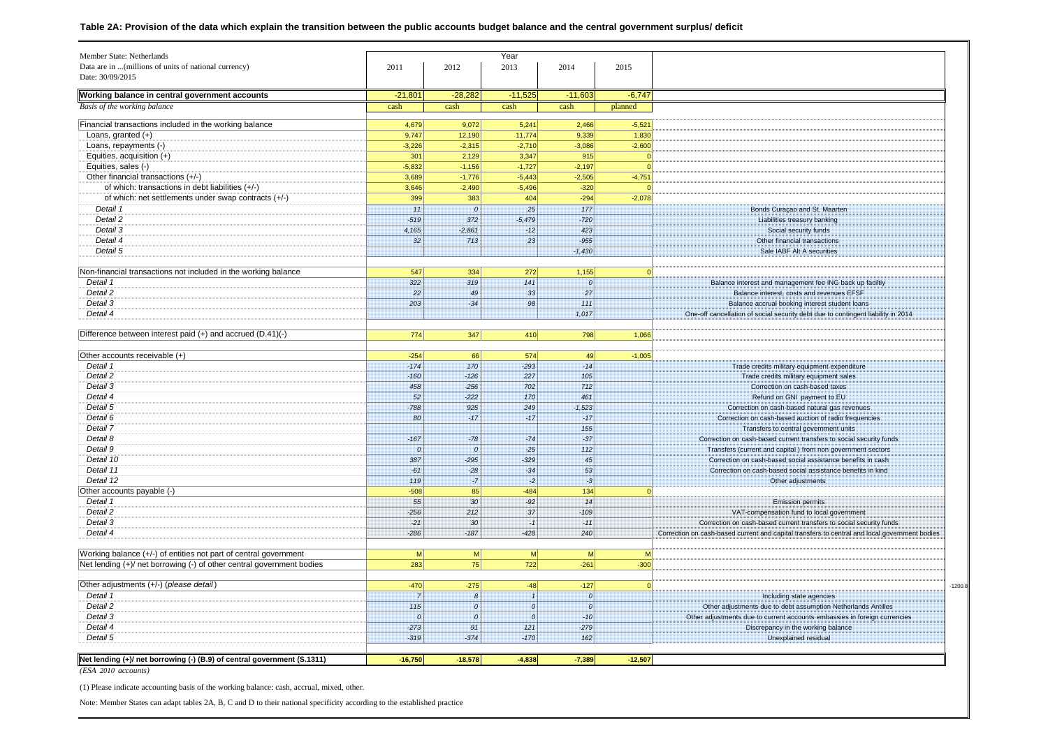## Table 2A: Provision of the data which explain the transition between the public accounts budget balance and the central government surplus/ deficit

| Member State: Netherlands<br>Data are in ...(millions of units of national currency)<br>Date: 30/09/2015 | 2011 | 2012 | 2013 | 2014 | 2015 | |
|---|---|---|---|---|---|---|
| **Working balance in central government accounts** | -21,801 | -28,282 | -11,525 | -11,603 | -6,747 | |
| *Basis of the working balance* | cash | cash | cash | cash | planned | |
| Financial transactions included in the working balance | 4,679 | 9,072 | 5,241 | 2,466 | -5,521 | |
| Loans, granted (+) | 9,747 | 12,190 | 11,774 | 9,339 | 1,830 | |
| Loans, repayments (-) | -3,226 | -2,315 | -2,710 | -3,086 | -2,600 | |
| Equities, acquisition (+) | 301 | 2,129 | 3,347 | 915 | 0 | |
| Equities, sales (-) | -5,832 | -1,156 | -1,727 | -2,197 | 0 | |
| Other financial transactions (+/-) | 3,689 | -1,776 | -5,443 | -2,505 | -4,751 | |
| of which: transactions in debt liabilities (+/-) | 3,646 | -2,490 | -5,496 | -320 | 0 | |
| of which: net settlements under swap contracts (+/-) | 399 | 383 | 404 | -294 | -2,078 | |
| *Detail 1* | *11* | *0* | *25* | *177* | | Bonds Curaçao and St. Maarten |
| *Detail 2* | *-519* | *372* | *-5,479* | *-720* | | Liabilities treasury banking |
| *Detail 3* | *4,165* | *-2,861* | *-12* | *423* | | Social security funds |
| *Detail 4* | *32* | *713* | *23* | *-955* | | Other financial transactions |
| *Detail 5* | | | | *-1,430* | | Sale IABF Alt A securities |
| Non-financial transactions not included in the working balance | 547 | 334 | 272 | 1,155 | 0 | |
| *Detail 1* | *322* | *319* | *141* | *0* | | Balance interest and management fee ING back up faciltiy |
| *Detail 2* | *22* | *49* | *33* | *27* | | Balance interest, costs and revenues EFSF |
| *Detail 3* | *203* | *-34* | *98* | *111* | | Balance accrual booking interest student loans |
| *Detail 4* | | | | *1,017* | | One-off cancellation of social security debt due to contingent liability in 2014 |
| Difference between interest paid (+) and accrued (D.41)(-) | 774 | 347 | 410 | 798 | 1,066 | |
| Other accounts receivable (+) | -254 | 66 | 574 | 49 | -1,005 | |
| *Detail 1* | *-174* | *170* | *-293* | *-14* | | Trade credits military equipment expenditure |
| *Detail 2* | *-160* | *-126* | *227* | *105* | | Trade credits military equipment sales |
| *Detail 3* | *458* | *-256* | *702* | *712* | | Correction on cash-based taxes |
| *Detail 4* | *52* | *-222* | *170* | *461* | | Refund on GNI payment to EU |
| *Detail 5* | *-788* | *925* | *249* | *-1,523* | | Correction on cash-based natural gas revenues |
| *Detail 6* | *80* | *-17* | *-17* | *-17* | | Correction on cash-based auction of radio frequencies |
| *Detail 7* | | | | *155* | | Transfers to central government units |
| *Detail 8* | *-167* | *-78* | *-74* | *-37* | | Correction on cash-based current transfers to social security funds |
| *Detail 9* | *0* | *0* | *-25* | *112* | | Transfers (current and capital ) from non government sectors |
| *Detail 10* | *387* | *-295* | *-329* | *45* | | Correction on cash-based social assistance benefits in cash |
| *Detail 11* | *-61* | *-28* | *-34* | *53* | | Correction on cash-based social assistance benefits in kind |
| *Detail 12* | *119* | *-7* | *-2* | *-3* | | Other adjustments |
| Other accounts payable (-) | -508 | 85 | -484 | 134 | 0 | |
| *Detail 1* | *55* | *30* | *-92* | *14* | | Emission permits |
| *Detail 2* | *-256* | *212* | *37* | *-109* | | VAT-compensation fund to local government |
| *Detail 3* | *-21* | *30* | *-1* | *-11* | | Correction on cash-based current transfers to social security funds |
| *Detail 4* | *-286* | *-187* | *-428* | *240* | | Correction on cash-based current and capital transfers to central and local government bodies |
| Working balance (+/-) of entities not part of central government | M | M | M | M | M | |
| Net lending (+)/ net borrowing (-) of other central government bodies | 283 | 75 | 722 | -261 | -300 | |
| Other adjustments (+/-) (*please detail*) | -470 | -275 | -48 | -127 | 0 | |
| *Detail 1* | *7* | *8* | *1* | *0* | | Including state agencies |
| *Detail 2* | *115* | *0* | *0* | *0* | | Other adjustments due to debt assumption Netherlands Antilles |
| *Detail 3* | *0* | *0* | *0* | *-10* | | Other adjustments due to current accounts embassies in foreign currencies |
| *Detail 4* | *-273* | *91* | *121* | *-279* | | Discrepancy in the working balance |
| *Detail 5* | *-319* | *-374* | *-170* | *162* | | Unexplained residual |
| **Net lending (+)/ net borrowing (-) (B.9) of central government (S.1311)** | **-16,750** | **-18,578** | **-4,838** | **-7,389** | **-12,507** | |

*(ESA 2010 accounts)*

(1) Please indicate accounting basis of the working balance: cash, accrual, mixed, other.

Note: Member States can adapt tables 2A, B, C and D to their national specificity according to the established practice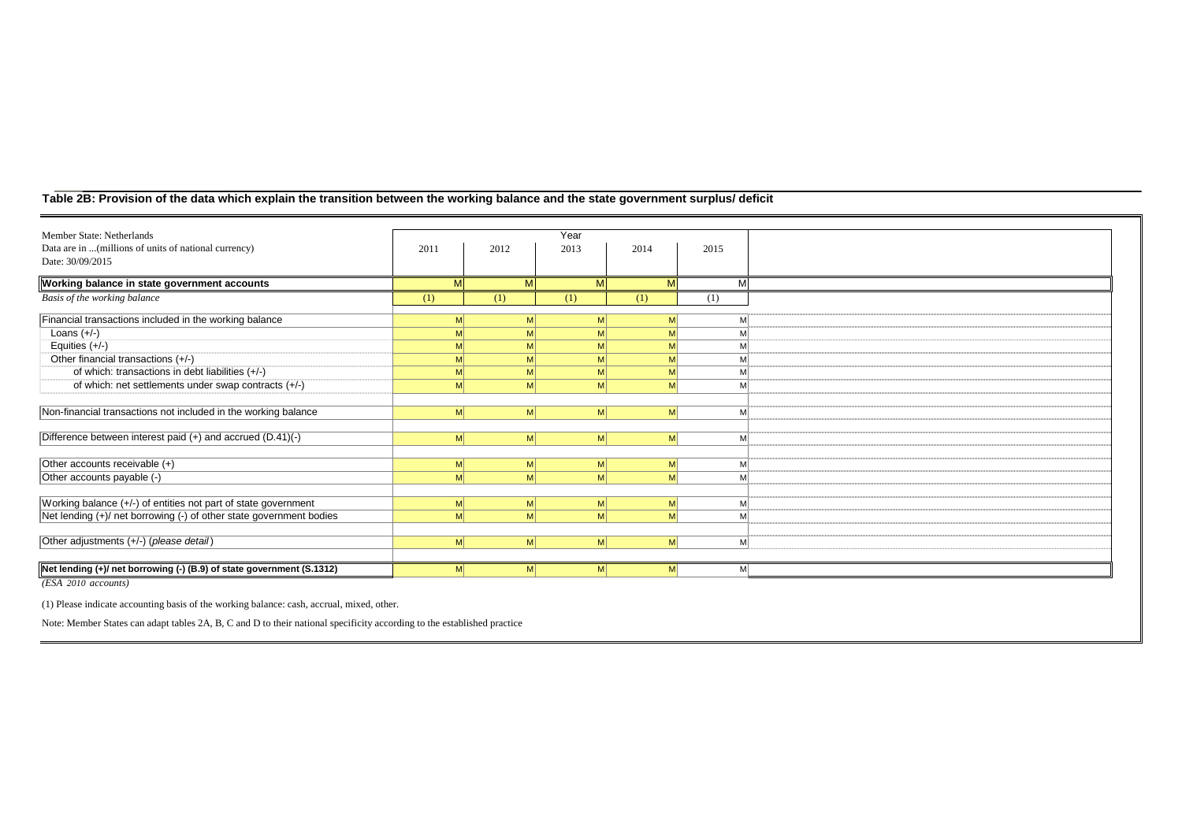## Table 2B: Provision of the data which explain the transition between the working balance and the state government surplus/ deficit

| Member State: Netherlands<br>Data are in ...(millions of units of national currency)<br>Date: 30/09/2015 | Year 2011 | 2012 | 2013 | 2014 | 2015 | |
|---|---|---|---|---|---|---|
| **Working balance in state government accounts** | M | M | M | M | M | |
| *Basis of the working balance* | (1) | (1) | (1) | (1) | (1) | |
| Financial transactions included in the working balance | M | M | M | M | M | |
| Loans (+/-) | M | M | M | M | M | |
| Equities (+/-) | M | M | M | M | M | |
| Other financial transactions (+/-) | M | M | M | M | M | |
| of which: transactions in debt liabilities (+/-) | M | M | M | M | M | |
| of which: net settlements under swap contracts (+/-) | M | M | M | M | M | |
| Non-financial transactions not included in the working balance | M | M | M | M | M | |
| Difference between interest paid (+) and accrued (D.41)(-) | M | M | M | M | M | |
| Other accounts receivable (+) | M | M | M | M | M | |
| Other accounts payable (-) | M | M | M | M | M | |
| Working balance (+/-) of entities not part of state government | M | M | M | M | M | |
| Net lending (+)/ net borrowing (-) of other state government bodies | M | M | M | M | M | |
| Other adjustments (+/-) (*please detail*) | M | M | M | M | M | |
| **Net lending (+)/ net borrowing (-) (B.9) of state government (S.1312)** | M | M | M | M | M | |

*(ESA 2010 accounts)*

(1) Please indicate accounting basis of the working balance: cash, accrual, mixed, other.

Note: Member States can adapt tables 2A, B, C and D to their national specificity according to the established practice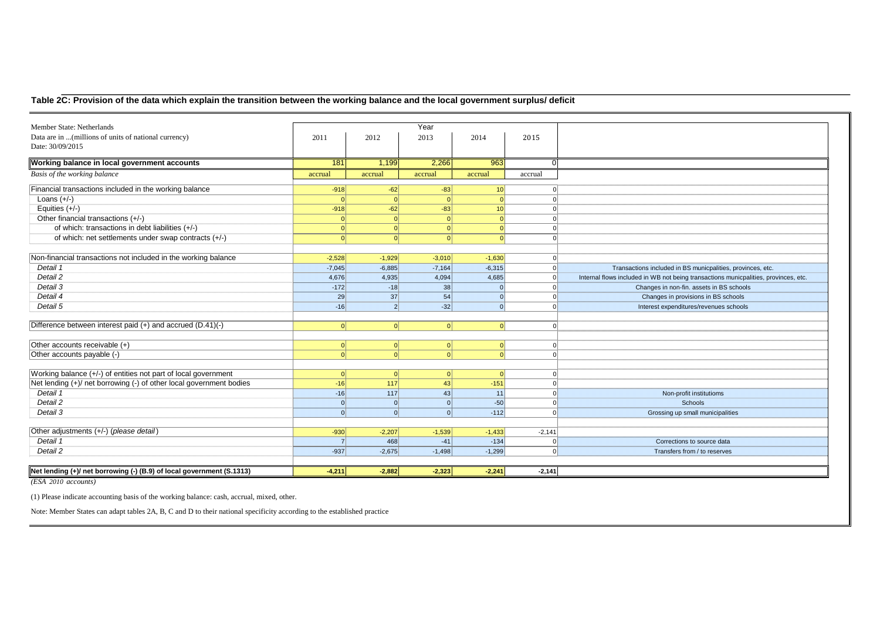## Table 2C: Provision of the data which explain the transition between the working balance and the local government surplus/ deficit

| Member State: Netherlands<br>Data are in ...(millions of units of national currency)<br>Date: 30/09/2015 | Year 2011 | 2012 | 2013 | 2014 | 2015 | |
|---|---|---|---|---|---|---|
| **Working balance in local government accounts** | 181 | 1,199 | 2,266 | 963 | 0 | |
| *Basis of the working balance* | accrual | accrual | accrual | accrual | accrual | |
| Financial transactions included in the working balance | -918 | -62 | -83 | 10 | 0 | |
| Loans (+/-) | 0 | 0 | 0 | 0 | 0 | |
| Equities (+/-) | -918 | -62 | -83 | 10 | 0 | |
| Other financial transactions (+/-) | 0 | 0 | 0 | 0 | 0 | |
| of which: transactions in debt liabilities (+/-) | 0 | 0 | 0 | 0 | 0 | |
| of which: net settlements under swap contracts (+/-) | 0 | 0 | 0 | 0 | 0 | |
| Non-financial transactions not included in the working balance | -2,528 | -1,929 | -3,010 | -1,630 | 0 | |
| *Detail 1* | -7,045 | -6,885 | -7,164 | -6,315 | 0 | Transactions included in BS municpalities, provinces, etc. |
| *Detail 2* | 4,676 | 4,935 | 4,094 | 4,685 | 0 | Internal flows included in WB not being transactions municpalities, provinces, etc. |
| *Detail 3* | -172 | -18 | 38 | 0 | 0 | Changes in non-fin. assets in BS schools |
| *Detail 4* | 29 | 37 | 54 | 0 | 0 | Changes in provisions in BS schools |
| *Detail 5* | -16 | 2 | -32 | 0 | 0 | Interest expenditures/revenues schools |
| Difference between interest paid (+) and accrued (D.41)(-) | 0 | 0 | 0 | 0 | 0 | |
| Other accounts receivable (+) | 0 | 0 | 0 | 0 | 0 | |
| Other accounts payable (-) | 0 | 0 | 0 | 0 | 0 | |
| Working balance (+/-) of entities not part of local government | 0 | 0 | 0 | 0 | 0 | |
| Net lending (+)/ net borrowing (-) of other local government bodies | -16 | 117 | 43 | -151 | 0 | |
| *Detail 1* | -16 | 117 | 43 | 11 | 0 | Non-profit institutioms |
| *Detail 2* | 0 | 0 | 0 | -50 | 0 | Schools |
| *Detail 3* | 0 | 0 | 0 | -112 | 0 | Grossing up small municipalities |
| Other adjustments (+/-) (*please detail*) | -930 | -2,207 | -1,539 | -1,433 | -2,141 | |
| *Detail 1* | 7 | 468 | -41 | -134 | 0 | Corrections to source data |
| *Detail 2* | -937 | -2,675 | -1,498 | -1,299 | 0 | Transfers from / to reserves |
| **Net lending (+)/ net borrowing (-) (B.9) of local government (S.1313)** | **-4,211** | **-2,882** | **-2,323** | **-2,241** | **-2,141** | |

*(ESA 2010 accounts)*

(1) Please indicate accounting basis of the working balance: cash, accrual, mixed, other.

Note: Member States can adapt tables 2A, B, C and D to their national specificity according to the established practice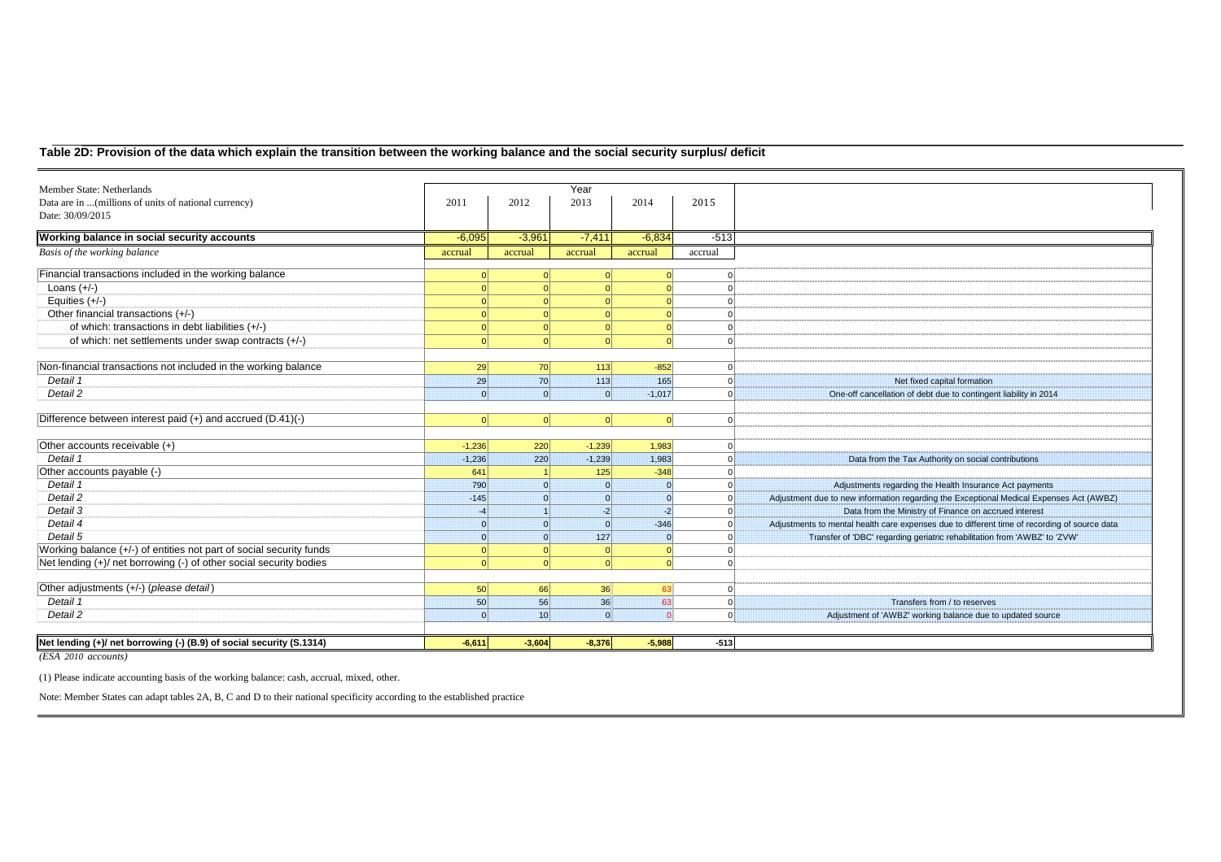### Table 2D: Provision of the data which explain the transition between the working balance and the social security surplus/ deficit

| Member State: Netherlands<br>Data are in ...(millions of units of national currency)<br>Date: 30/09/2015 | Year<br>2011 | <br>2012 | <br>2013 | <br>2014 | <br>2015 | |
|---|---|---|---|---|---|---|
| **Working balance in social security accounts** | -6,095 | -3,961 | -7,411 | -6,834 | -513 | |
| *Basis of the working balance* | accrual | accrual | accrual | accrual | accrual | |
| Financial transactions included in the working balance | 0 | 0 | 0 | 0 | 0 | |
| Loans (+/-) | 0 | 0 | 0 | 0 | 0 | |
| Equities (+/-) | 0 | 0 | 0 | 0 | 0 | |
| Other financial transactions (+/-) | 0 | 0 | 0 | 0 | 0 | |
| of which: transactions in debt liabilities (+/-) | 0 | 0 | 0 | 0 | 0 | |
| of which: net settlements under swap contracts (+/-) | 0 | 0 | 0 | 0 | 0 | |
| Non-financial transactions not included in the working balance | 29 | 70 | 113 | -852 | 0 | |
| *Detail 1* | 29 | 70 | 113 | 165 | 0 | Net fixed capital formation |
| *Detail 2* | 0 | 0 | 0 | -1,017 | 0 | One-off cancellation of debt due to contingent liability in 2014 |
| Difference between interest paid (+) and accrued (D.41)(-) | 0 | 0 | 0 | 0 | 0 | |
| Other accounts receivable (+) | -1,236 | 220 | -1,239 | 1,983 | 0 | |
| *Detail 1* | -1,236 | 220 | -1,239 | 1,983 | 0 | Data from the Tax Authority on social contributions |
| Other accounts payable (-) | 641 | 1 | 125 | -348 | 0 | |
| *Detail 1* | 790 | 0 | 0 | 0 | 0 | Adjustments regarding the Health Insurance Act payments |
| *Detail 2* | -145 | 0 | 0 | 0 | 0 | Adjustment due to new information regarding the Exceptional Medical Expenses Act (AWBZ) |
| *Detail 3* | -4 | 1 | -2 | -2 | 0 | Data from the Ministry of Finance on accrued interest |
| *Detail 4* | 0 | 0 | 0 | -346 | 0 | Adjustments to mental health care expenses due to different time of recording of source data |
| *Detail 5* | 0 | 0 | 127 | 0 | 0 | Transfer of 'DBC' regarding geriatric rehabilitation from 'AWBZ' to 'ZVW' |
| Working balance (+/-) of entities not part of social security funds | 0 | 0 | 0 | 0 | 0 | |
| Net lending (+)/ net borrowing (-) of other social security bodies | 0 | 0 | 0 | 0 | 0 | |
| Other adjustments (+/-) (*please detail*) | 50 | 66 | 36 | 63 | 0 | |
| *Detail 1* | 50 | 56 | 36 | 63 | 0 | Transfers from / to reserves |
| *Detail 2* | 0 | 10 | 0 | 0 | 0 | Adjustment of 'AWBZ' working balance due to updated source |
| **Net lending (+)/ net borrowing (-) (B.9) of social security (S.1314)** | **-6,611** | **-3,604** | **-8,376** | **-5,988** | **-513** | |

*(ESA 2010 accounts)*

(1) Please indicate accounting basis of the working balance: cash, accrual, mixed, other.

Note: Member States can adapt tables 2A, B, C and D to their national specificity according to the established practice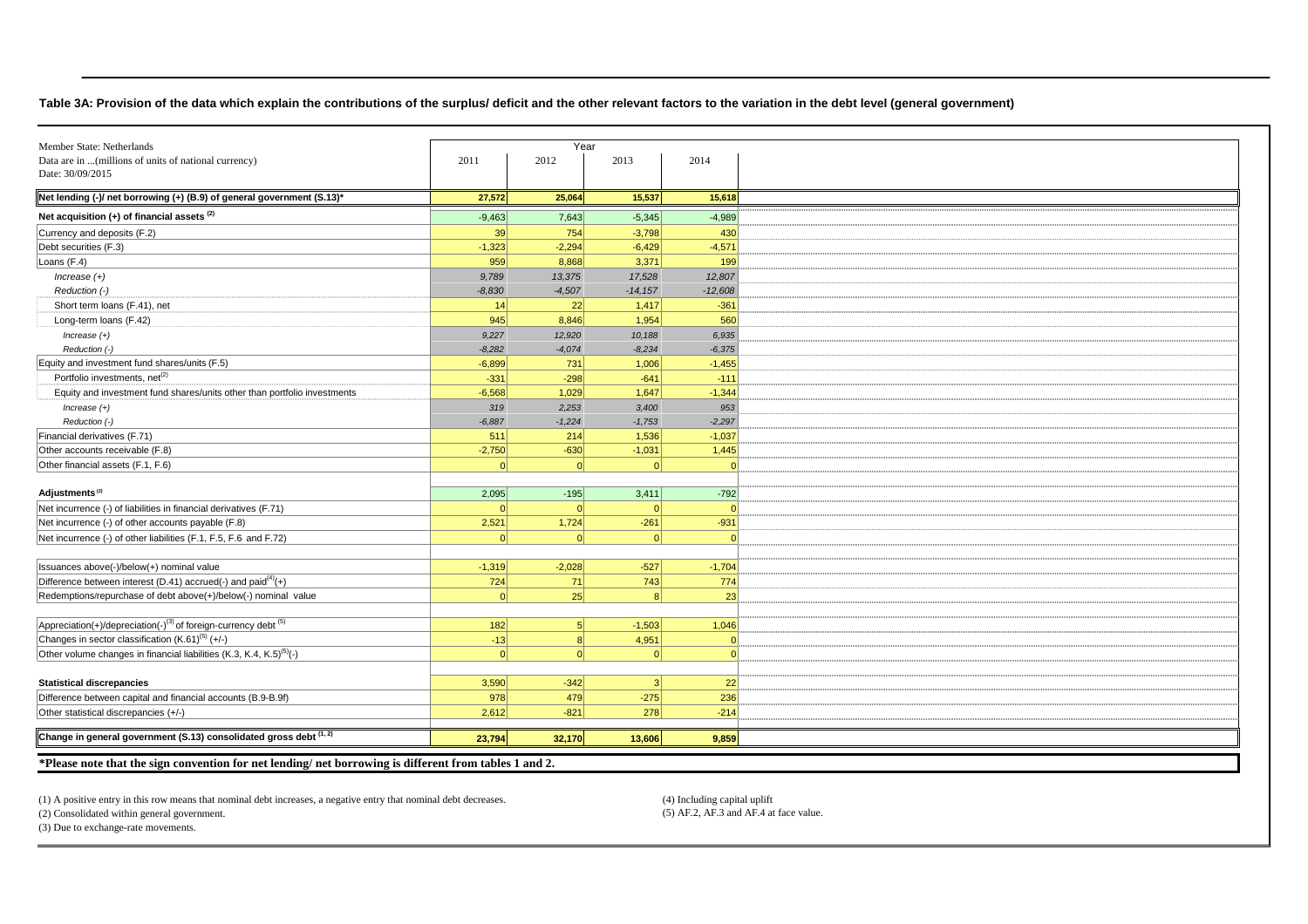**Table 3A: Provision of the data which explain the contributions of the surplus/ deficit and the other relevant factors to the variation in the debt level (general government)**

| Member State: Netherlands<br>Data are in ...(millions of units of national currency)<br>Date: 30/09/2015 | Year 2011 | 2012 | 2013 | 2014 |
|---|---|---|---|---|
| **Net lending (-)/ net borrowing (+) (B.9) of general government (S.13)*** | **27,572** | **25,064** | **15,537** | **15,618** |
| **Net acquisition (+) of financial assets [(2)]** | -9,463 | 7,643 | -5,345 | -4,989 |
| Currency and deposits (F.2) | 39 | 754 | -3,798 | 430 |
| Debt securities (F.3) | -1,323 | -2,294 | -6,429 | -4,571 |
| Loans (F.4) | 959 | 8,868 | 3,371 | 199 |
| *Increase (+)* | *9,789* | *13,375* | *17,528* | *12,807* |
| *Reduction (-)* | *-8,830* | *-4,507* | *-14,157* | *-12,608* |
| Short term loans (F.41), net | 14 | 22 | 1,417 | -361 |
| Long-term loans (F.42) | 945 | 8,846 | 1,954 | 560 |
| *Increase (+)* | *9,227* | *12,920* | *10,188* | *6,935* |
| *Reduction (-)* | *-8,282* | *-4,074* | *-8,234* | *-6,375* |
| Equity and investment fund shares/units (F.5) | -6,899 | 731 | 1,006 | -1,455 |
| Portfolio investments, net[(2)] | -331 | -298 | -641 | -111 |
| Equity and investment fund shares/units other than portfolio investments | -6,568 | 1,029 | 1,647 | -1,344 |
| *Increase (+)* | *319* | *2,253* | *3,400* | *953* |
| *Reduction (-)* | *-6,887* | *-1,224* | *-1,753* | *-2,297* |
| Financial derivatives (F.71) | 511 | 214 | 1,536 | -1,037 |
| Other accounts receivable (F.8) | -2,750 | -630 | -1,031 | 1,445 |
| Other financial assets (F.1, F.6) | 0 | 0 | 0 | 0 |
| | | | | |
| **Adjustments [(2)]** | 2,095 | -195 | 3,411 | -792 |
| Net incurrence (-) of liabilities in financial derivatives (F.71) | 0 | 0 | 0 | 0 |
| Net incurrence (-) of other accounts payable (F.8) | 2,521 | 1,724 | -261 | -931 |
| Net incurrence (-) of other liabilities (F.1, F.5, F.6 and F.72) | 0 | 0 | 0 | 0 |
| | | | | |
| Issuances above(-)/below(+) nominal value | -1,319 | -2,028 | -527 | -1,704 |
| Difference between interest (D.41) accrued(-) and paid[(4)](+) | 724 | 71 | 743 | 774 |
| Redemptions/repurchase of debt above(+)/below(-) nominal value | 0 | 25 | 8 | 23 |
| | | | | |
| Appreciation(+)/depreciation(-)[(3)] of foreign-currency debt [(5)] | 182 | 5 | -1,503 | 1,046 |
| Changes in sector classification (K.61)[(5)] (+/-) | -13 | 8 | 4,951 | 0 |
| Other volume changes in financial liabilities (K.3, K.4, K.5)[(5)](-) | 0 | 0 | 0 | 0 |
| | | | | |
| **Statistical discrepancies** | 3,590 | -342 | 3 | 22 |
| Difference between capital and financial accounts (B.9-B.9f) | 978 | 479 | -275 | 236 |
| Other statistical discrepancies (+/-) | 2,612 | -821 | 278 | -214 |
| | | | | |
| **Change in general government (S.13) consolidated gross debt [(1, 2)]** | **23,794** | **32,170** | **13,606** | **9,859** |

**\*Please note that the sign convention for net lending/ net borrowing is different from tables 1 and 2.**

(1) A positive entry in this row means that nominal debt increases, a negative entry that nominal debt decreases.
(2) Consolidated within general government.
(3) Due to exchange-rate movements.
(4) Including capital uplift
(5) AF.2, AF.3 and AF.4 at face value.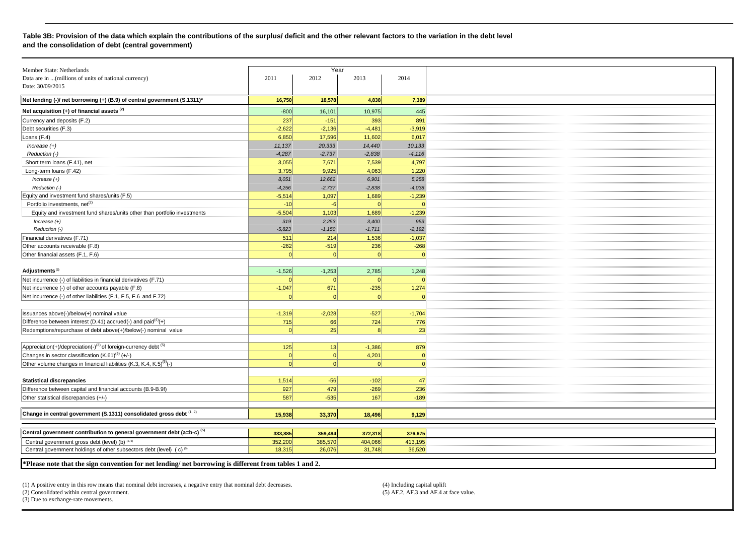**Table 3B: Provision of the data which explain the contributions of the surplus/ deficit and the other relevant factors to the variation in the debt level and the consolidation of debt (central government)**

| Member State: Netherlands<br>Data are in ...(millions of units of national currency)<br>Date: 30/09/2015 | Year | | | |
|---|---|---|---|---|
| | 2011 | 2012 | 2013 | 2014 |
| **Net lending (-)/ net borrowing (+) (B.9) of central government (S.1311)*** | **16,750** | **18,578** | **4,838** | **7,389** |
| **Net acquisition (+) of financial assets (2)** | -800 | 16,101 | 10,975 | 445 |
| Currency and deposits (F.2) | 237 | -151 | 393 | 891 |
| Debt securities (F.3) | -2,622 | -2,136 | -4,481 | -3,919 |
| Loans (F.4) | 6,850 | 17,596 | 11,602 | 6,017 |
| *Increase (+)* | *11,137* | *20,333* | *14,440* | *10,133* |
| *Reduction (-)* | *-4,287* | *-2,737* | *-2,838* | *-4,116* |
| Short term loans (F.41), net | 3,055 | 7,671 | 7,539 | 4,797 |
| Long-term loans (F.42) | 3,795 | 9,925 | 4,063 | 1,220 |
| *Increase (+)* | *8,051* | *12,662* | *6,901* | *5,258* |
| *Reduction (-)* | *-4,256* | *-2,737* | *-2,838* | *-4,038* |
| Equity and investment fund shares/units (F.5) | -5,514 | 1,097 | 1,689 | -1,239 |
| Portfolio investments, net(2) | -10 | -6 | 0 | 0 |
| Equity and investment fund shares/units other than portfolio investments | -5,504 | 1,103 | 1,689 | -1,239 |
| *Increase (+)* | *319* | *2,253* | *3,400* | *953* |
| *Reduction (-)* | *-5,823* | *-1,150* | *-1,711* | *-2,192* |
| Financial derivatives (F.71) | 511 | 214 | 1,536 | -1,037 |
| Other accounts receivable (F.8) | -262 | -519 | 236 | -268 |
| Other financial assets (F.1, F.6) | 0 | 0 | 0 | 0 |
| | | | | |
| **Adjustments (2)** | -1,526 | -1,253 | 2,785 | 1,248 |
| Net incurrence (-) of liabilities in financial derivatives (F.71) | 0 | 0 | 0 | 0 |
| Net incurrence (-) of other accounts payable (F.8) | -1,047 | 671 | -235 | 1,274 |
| Net incurrence (-) of other liabilities (F.1, F.5, F.6 and F.72) | 0 | 0 | 0 | 0 |
| | | | | |
| Issuances above(-)/below(+) nominal value | -1,319 | -2,028 | -527 | -1,704 |
| Difference between interest (D.41) accrued(-) and paid(4)(+) | 715 | 66 | 724 | 776 |
| Redemptions/repurchase of debt above(+)/below(-) nominal value | 0 | 25 | 8 | 23 |
| | | | | |
| Appreciation(+)/depreciation(-)(3) of foreign-currency debt (5) | 125 | 13 | -1,386 | 879 |
| Changes in sector classification (K.61)(5) (+/-) | 0 | 0 | 4,201 | 0 |
| Other volume changes in financial liabilities (K.3, K.4, K.5)(5)(-) | 0 | 0 | 0 | 0 |
| | | | | |
| **Statistical discrepancies** | 1,514 | -56 | -102 | 47 |
| Difference between capital and financial accounts (B.9-B.9f) | 927 | 479 | -269 | 236 |
| Other statistical discrepancies (+/-) | 587 | -535 | 167 | -189 |
| | | | | |
| **Change in central government (S.1311) consolidated gross debt (1, 2)** | **15,938** | **33,370** | **18,496** | **9,129** |
| | | | | |
| **Central government contribution to general government debt (a=b-c) (5)** | **333,885** | **359,494** | **372,318** | **376,675** |
| Central government gross debt (level) (b) (2, 5) | 352,200 | 385,570 | 404,066 | 413,195 |
| Central government holdings of other subsectors debt (level) (c) (5) | 18,315 | 26,076 | 31,748 | 36,520 |

**\*Please note that the sign convention for net lending/ net borrowing is different from tables 1 and 2.**

(1) A positive entry in this row means that nominal debt increases, a negative entry that nominal debt decreases.
(2) Consolidated within central government.
(3) Due to exchange-rate movements.
(4) Including capital uplift
(5) AF.2, AF.3 and AF.4 at face value.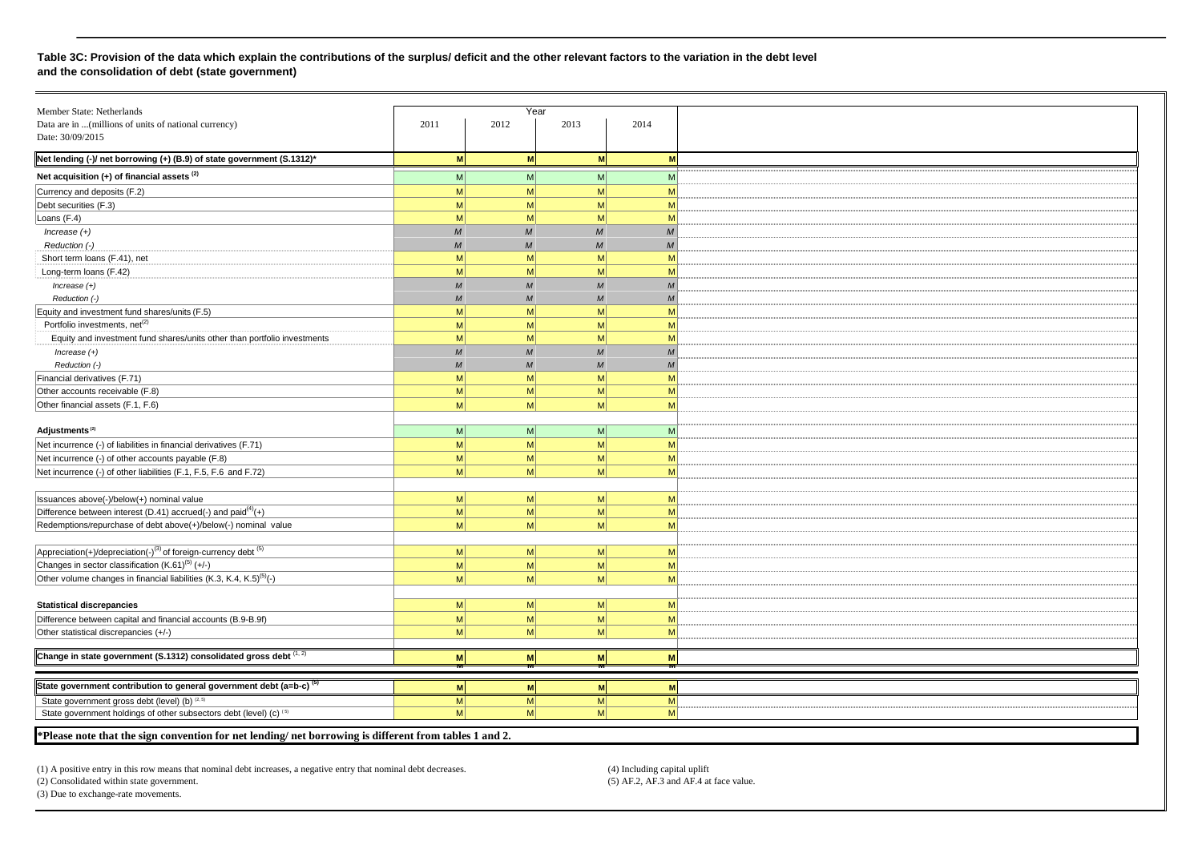**Table 3C: Provision of the data which explain the contributions of the surplus/ deficit and the other relevant factors to the variation in the debt level and the consolidation of debt (state government)**

| Member State: Netherlands<br>Data are in ...(millions of units of national currency)<br>Date: 30/09/2015 | Year 2011 | 2012 | 2013 | 2014 | |
|---|---|---|---|---|---|
| **Net lending (-)/ net borrowing (+) (B.9) of state government (S.1312)*** | **M** | **M** | **M** | **M** | |
| **Net acquisition (+) of financial assets (2)** | M | M | M | M | |
| Currency and deposits (F.2) | M | M | M | M | |
| Debt securities (F.3) | M | M | M | M | |
| Loans (F.4) | M | M | M | M | |
| *Increase (+)* | *M* | *M* | *M* | *M* | |
| *Reduction (-)* | *M* | *M* | *M* | *M* | |
| Short term loans (F.41), net | M | M | M | M | |
| Long-term loans (F.42) | M | M | M | M | |
| *Increase (+)* | *M* | *M* | *M* | *M* | |
| *Reduction (-)* | *M* | *M* | *M* | *M* | |
| Equity and investment fund shares/units (F.5) | M | M | M | M | |
| Portfolio investments, net(2) | M | M | M | M | |
| Equity and investment fund shares/units other than portfolio investments | M | M | M | M | |
| *Increase (+)* | *M* | *M* | *M* | *M* | |
| *Reduction (-)* | *M* | *M* | *M* | *M* | |
| Financial derivatives (F.71) | M | M | M | M | |
| Other accounts receivable (F.8) | M | M | M | M | |
| Other financial assets (F.1, F.6) | M | M | M | M | |
| | | | | | |
| **Adjustments (2)** | M | M | M | M | |
| Net incurrence (-) of liabilities in financial derivatives (F.71) | M | M | M | M | |
| Net incurrence (-) of other accounts payable (F.8) | M | M | M | M | |
| Net incurrence (-) of other liabilities (F.1, F.5, F.6 and F.72) | M | M | M | M | |
| | | | | | |
| Issuances above(-)/below(+) nominal value | M | M | M | M | |
| Difference between interest (D.41) accrued(-) and paid(4)(+) | M | M | M | M | |
| Redemptions/repurchase of debt above(+)/below(-) nominal value | M | M | M | M | |
| | | | | | |
| Appreciation(+)/depreciation(-)(3) of foreign-currency debt (5) | M | M | M | M | |
| Changes in sector classification (K.61)(5) (+/-) | M | M | M | M | |
| Other volume changes in financial liabilities (K.3, K.4, K.5)(5)(-) | M | M | M | M | |
| | | | | | |
| **Statistical discrepancies** | M | M | M | M | |
| Difference between capital and financial accounts (B.9-B.9f) | M | M | M | M | |
| Other statistical discrepancies (+/-) | M | M | M | M | |
| | | | | | |
| **Change in state government (S.1312) consolidated gross debt (1, 2)** | **M** | **M** | **M** | **M** | |
| | | | | | |
| **State government contribution to general government debt (a=b-c) (5)** | **M** | **M** | **M** | **M** | |
| State government gross debt (level) (b) (2, 5) | M | M | M | M | |
| State government holdings of other subsectors debt (level) (c) (5) | M | M | M | M | |

***Please note that the sign convention for net lending/ net borrowing is different from tables 1 and 2.**

(1) A positive entry in this row means that nominal debt increases, a negative entry that nominal debt decreases.
(2) Consolidated within state government.
(3) Due to exchange-rate movements.
(4) Including capital uplift
(5) AF.2, AF.3 and AF.4 at face value.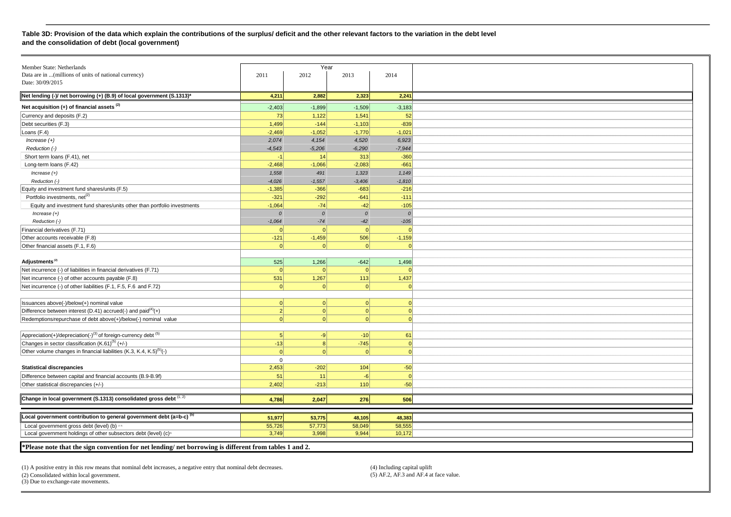**Table 3D: Provision of the data which explain the contributions of the surplus/ deficit and the other relevant factors to the variation in the debt level and the consolidation of debt (local government)**

| Member State: Netherlands<br>Data are in ...(millions of units of national currency)<br>Date: 30/09/2015 | Year 2011 | 2012 | 2013 | 2014 |
|---|---|---|---|---|
| **Net lending (-)/ net borrowing (+) (B.9) of local government (S.1313)*** | **4,211** | **2,882** | **2,323** | **2,241** |
| **Net acquisition (+) of financial assets (2)** | -2,403 | -1,899 | -1,509 | -3,183 |
| Currency and deposits (F.2) | 73 | 1,122 | 1,541 | 52 |
| Debt securities (F.3) | 1,499 | -144 | -1,103 | -839 |
| Loans (F.4) | -2,469 | -1,052 | -1,770 | -1,021 |
| *Increase (+)* | *2,074* | *4,154* | *4,520* | *6,923* |
| *Reduction (-)* | *-4,543* | *-5,206* | *-6,290* | *-7,944* |
| Short term loans (F.41), net | -1 | 14 | 313 | -360 |
| Long-term loans (F.42) | -2,468 | -1,066 | -2,083 | -661 |
| *Increase (+)* | *1,558* | *491* | *1,323* | *1,149* |
| *Reduction (-)* | *-4,026* | *-1,557* | *-3,406* | *-1,810* |
| Equity and investment fund shares/units (F.5) | -1,385 | -366 | -683 | -216 |
| Portfolio investments, net(2) | -321 | -292 | -641 | -111 |
| Equity and investment fund shares/units other than portfolio investments | -1,064 | -74 | -42 | -105 |
| *Increase (+)* | *0* | *0* | *0* | *0* |
| *Reduction (-)* | *-1,064* | *-74* | *-42* | *-105* |
| Financial derivatives (F.71) | 0 | 0 | 0 | 0 |
| Other accounts receivable (F.8) | -121 | -1,459 | 506 | -1,159 |
| Other financial assets (F.1, F.6) | 0 | 0 | 0 | 0 |
| | | | | |
| **Adjustments (2)** | 525 | 1,266 | -642 | 1,498 |
| Net incurrence (-) of liabilities in financial derivatives (F.71) | 0 | 0 | 0 | 0 |
| Net incurrence (-) of other accounts payable (F.8) | 531 | 1,267 | 113 | 1,437 |
| Net incurrence (-) of other liabilities (F.1, F.5, F.6 and F.72) | 0 | 0 | 0 | 0 |
| | | | | |
| Issuances above(-)/below(+) nominal value | 0 | 0 | 0 | 0 |
| Difference between interest (D.41) accrued(-) and paid(4)(+) | 2 | 0 | 0 | 0 |
| Redemptions/repurchase of debt above(+)/below(-) nominal value | 0 | 0 | 0 | 0 |
| | | | | |
| Appreciation(+)/depreciation(-)(3) of foreign-currency debt (5) | 5 | -9 | -10 | 61 |
| Changes in sector classification (K.61)(5) (+/-) | -13 | 8 | -745 | 0 |
| Other volume changes in financial liabilities (K.3, K.4, K.5)(5)(-) | 0 | 0 | 0 | 0 |
| | 0 | | | |
| **Statistical discrepancies** | 2,453 | -202 | 104 | -50 |
| Difference between capital and financial accounts (B.9-B.9f) | 51 | 11 | -6 | 0 |
| Other statistical discrepancies (+/-) | 2,402 | -213 | 110 | -50 |
| | | | | |
| **Change in local government (S.1313) consolidated gross debt (1, 2)** | **4,786** | **2,047** | **276** | **506** |
| | | | | |
| **Local government contribution to general government debt (a=b-c) (5)** | **51,977** | **53,775** | **48,105** | **48,383** |
| Local government gross debt (level) (b) (2, 5) | 55,726 | 57,773 | 58,049 | 58,555 |
| Local government holdings of other subsectors debt (level) (c)(5) | 3,749 | 3,998 | 9,944 | 10,172 |

**\*Please note that the sign convention for net lending/ net borrowing is different from tables 1 and 2.**

(1) A positive entry in this row means that nominal debt increases, a negative entry that nominal debt decreases.
(2) Consolidated within local government.
(3) Due to exchange-rate movements.
(4) Including capital uplift
(5) AF.2, AF.3 and AF.4 at face value.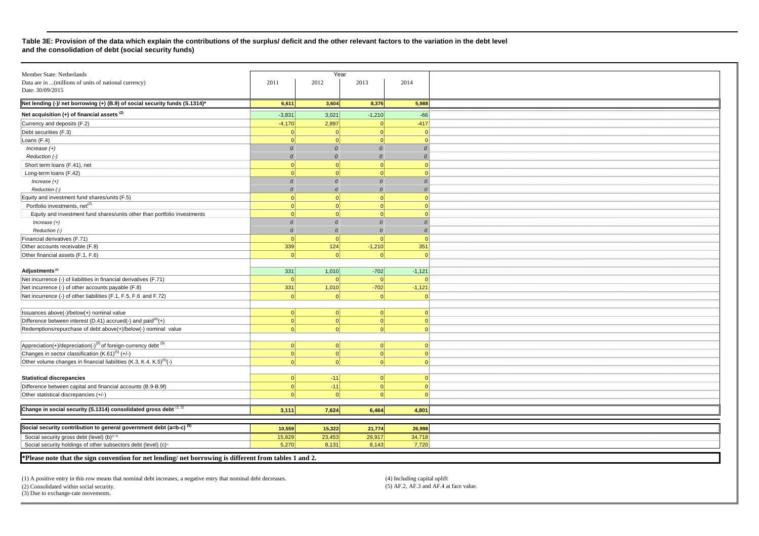**Table 3E: Provision of the data which explain the contributions of the surplus/ deficit and the other relevant factors to the variation in the debt level and the consolidation of debt (social security funds)**

| Member State: Netherlands<br>Data are in ...(millions of units of national currency)<br>Date: 30/09/2015 | Year 2011 | 2012 | 2013 | 2014 |
|---|---|---|---|---|
| **Net lending (-)/ net borrowing (+) (B.9) of social security funds (S.1314)*** | **6,611** | **3,604** | **8,376** | **5,988** |
| **Net acquisition (+) of financial assets (2)** | -3,831 | 3,021 | -1,210 | -66 |
| Currency and deposits (F.2) | -4,170 | 2,897 | 0 | -417 |
| Debt securities (F.3) | 0 | 0 | 0 | 0 |
| Loans (F.4) | 0 | 0 | 0 | 0 |
| *Increase (+)* | *0* | *0* | *0* | *0* |
| *Reduction (-)* | *0* | *0* | *0* | *0* |
| Short term loans (F.41), net | 0 | 0 | 0 | 0 |
| Long-term loans (F.42) | 0 | 0 | 0 | 0 |
| *Increase (+)* | *0* | *0* | *0* | *0* |
| *Reduction (-)* | *0* | *0* | *0* | *0* |
| Equity and investment fund shares/units (F.5) | 0 | 0 | 0 | 0 |
| Portfolio investments, net(2) | 0 | 0 | 0 | 0 |
| Equity and investment fund shares/units other than portfolio investments | 0 | 0 | 0 | 0 |
| *Increase (+)* | *0* | *0* | *0* | *0* |
| *Reduction (-)* | *0* | *0* | *0* | *0* |
| Financial derivatives (F.71) | 0 | 0 | 0 | 0 |
| Other accounts receivable (F.8) | 339 | 124 | -1,210 | 351 |
| Other financial assets (F.1, F.6) | 0 | 0 | 0 | 0 |
| | | | | |
| **Adjustments (2)** | 331 | 1,010 | -702 | -1,121 |
| Net incurrence (-) of liabilities in financial derivatives (F.71) | 0 | 0 | 0 | 0 |
| Net incurrence (-) of other accounts payable (F.8) | 331 | 1,010 | -702 | -1,121 |
| Net incurrence (-) of other liabilities (F.1, F.5, F.6 and F.72) | 0 | 0 | 0 | 0 |
| | | | | |
| Issuances above(-)/below(+) nominal value | 0 | 0 | 0 | 0 |
| Difference between interest (D.41) accrued(-) and paid(4)(+) | 0 | 0 | 0 | 0 |
| Redemptions/repurchase of debt above(+)/below(-) nominal value | 0 | 0 | 0 | 0 |
| | | | | |
| Appreciation(+)/depreciation(-)(3) of foreign-currency debt (5) | 0 | 0 | 0 | 0 |
| Changes in sector classification (K.61)(5) (+/-) | 0 | 0 | 0 | 0 |
| Other volume changes in financial liabilities (K.3, K.4, K.5)(5)(-) | 0 | 0 | 0 | 0 |
| | | | | |
| **Statistical discrepancies** | 0 | -11 | 0 | 0 |
| Difference between capital and financial accounts (B.9-B.9f) | 0 | -11 | 0 | 0 |
| Other statistical discrepancies (+/-) | 0 | 0 | 0 | 0 |
| | | | | |
| **Change in social security (S.1314) consolidated gross debt (1, 2)** | **3,111** | **7,624** | **6,464** | **4,801** |
| | | | | |
| **Social security contribution to general government debt (a=b-c) (5)** | **10,559** | **15,322** | **21,774** | **26,998** |
| Social security gross debt (level) (b)(2, 5) | 15,829 | 23,453 | 29,917 | 34,718 |
| Social security holdings of other subsectors debt (level) (c)(5) | 5,270 | 8,131 | 8,143 | 7,720 |

**\*Please note that the sign convention for net lending/ net borrowing is different from tables 1 and 2.**

(1) A positive entry in this row means that nominal debt increases, a negative entry that nominal debt decreases.
(2) Consolidated within social security.
(3) Due to exchange-rate movements.
(4) Including capital uplift
(5) AF.2, AF.3 and AF.4 at face value.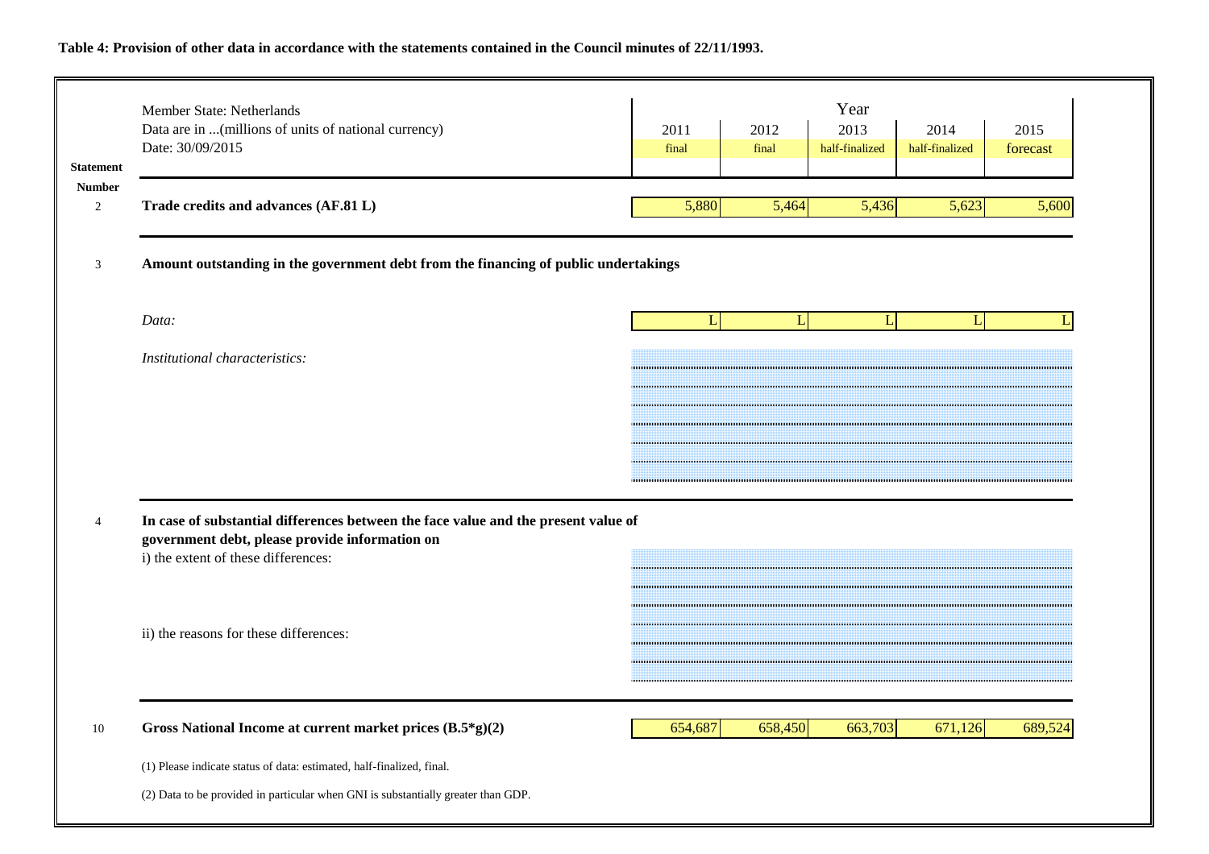**Table 4: Provision of other data in accordance with the statements contained in the Council minutes of 22/11/1993.**

| Statement Number | Member State: Netherlands<br>Data are in ...(millions of units of national currency)<br>Date: 30/09/2015 | 2011<br>final | 2012<br>final | 2013<br>half-finalized | 2014<br>half-finalized | 2015<br>forecast |
|---|---|---|---|---|---|---|
| 2 | **Trade credits and advances (AF.81 L)** | 5,880 | 5,464 | 5,436 | 5,623 | 5,600 |
| 3 | **Amount outstanding in the government debt from the financing of public undertakings** | | | | | |
| | *Data:* | L | L | L | L | L |
| | *Institutional characteristics:* | | | | | |
| 4 | **In case of substantial differences between the face value and the present value of government debt, please provide information on** | | | | | |
| | i) the extent of these differences: | | | | | |
| | ii) the reasons for these differences: | | | | | |
| 10 | **Gross National Income at current market prices (B.5*g)(2)** | 654,687 | 658,450 | 663,703 | 671,126 | 689,524 |

(1) Please indicate status of data: estimated, half-finalized, final.

(2) Data to be provided in particular when GNI is substantially greater than GDP.